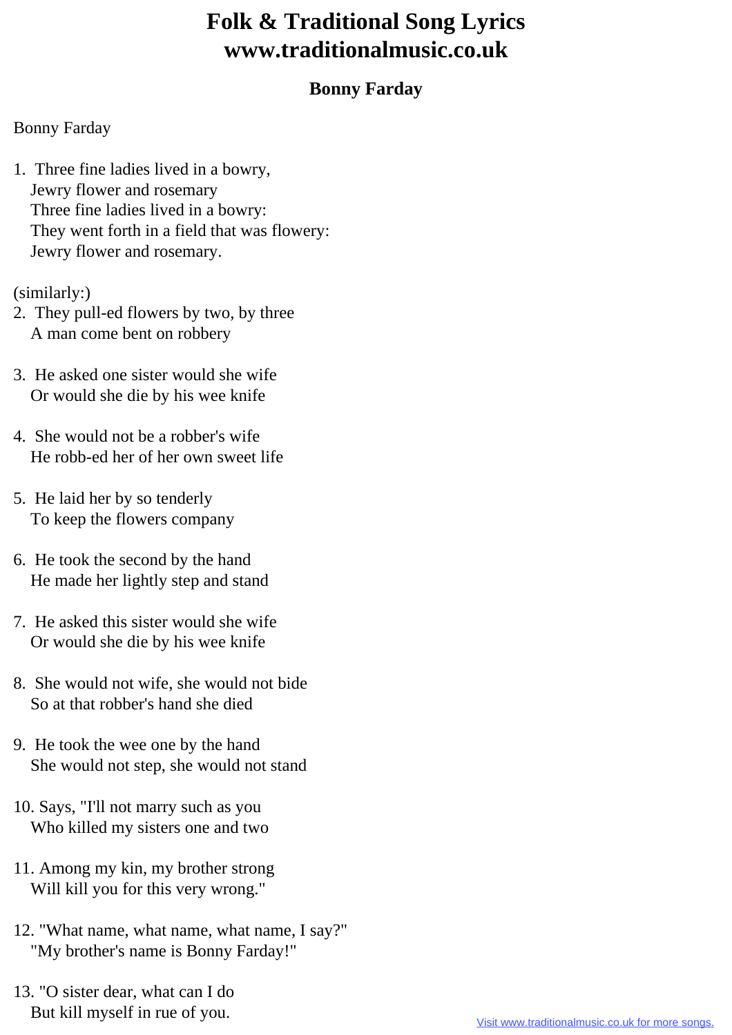# Folk & Traditional Song Lyrics
# www.traditionalmusic.co.uk

## Bonny Farday

Bonny Farday

1. Three fine ladies lived in a bowry,
   Jewry flower and rosemary
   Three fine ladies lived in a bowry:
   They went forth in a field that was flowery:
   Jewry flower and rosemary.

(similarly:)

2. They pull-ed flowers by two, by three
   A man come bent on robbery

3. He asked one sister would she wife
   Or would she die by his wee knife

4. She would not be a robber's wife
   He robb-ed her of her own sweet life

5. He laid her by so tenderly
   To keep the flowers company

6. He took the second by the hand
   He made her lightly step and stand

7. He asked this sister would she wife
   Or would she die by his wee knife

8. She would not wife, she would not bide
   So at that robber's hand she died

9. He took the wee one by the hand
   She would not step, she would not stand

10. Says, "I'll not marry such as you
    Who killed my sisters one and two

11. Among my kin, my brother strong
    Will kill you for this very wrong."

12. "What name, what name, what name, I say?"
    "My brother's name is Bonny Farday!"

13. "O sister dear, what can I do
    But kill myself in rue of you.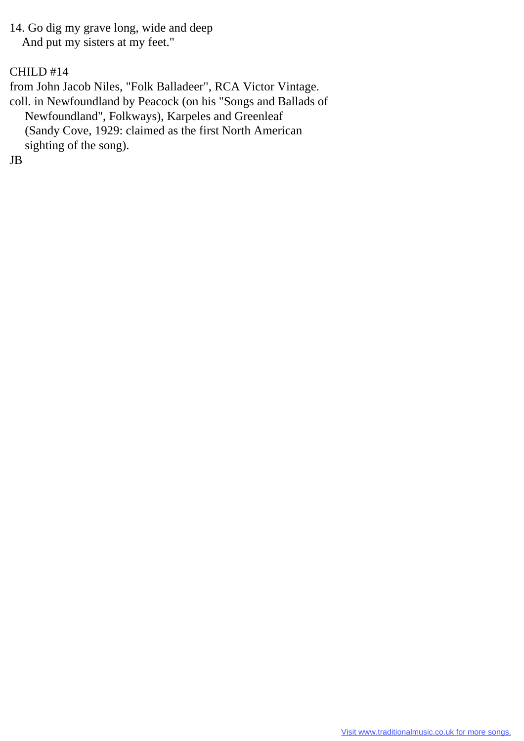14. Go dig my grave long, wide and deep
   And put my sisters at my feet."

CHILD #14
from John Jacob Niles, "Folk Balladeer", RCA Victor Vintage.
coll. in Newfoundland by Peacock (on his "Songs and Ballads of
   Newfoundland", Folkways), Karpeles and Greenleaf
   (Sandy Cove, 1929: claimed as the first North American
   sighting of the song).
JB